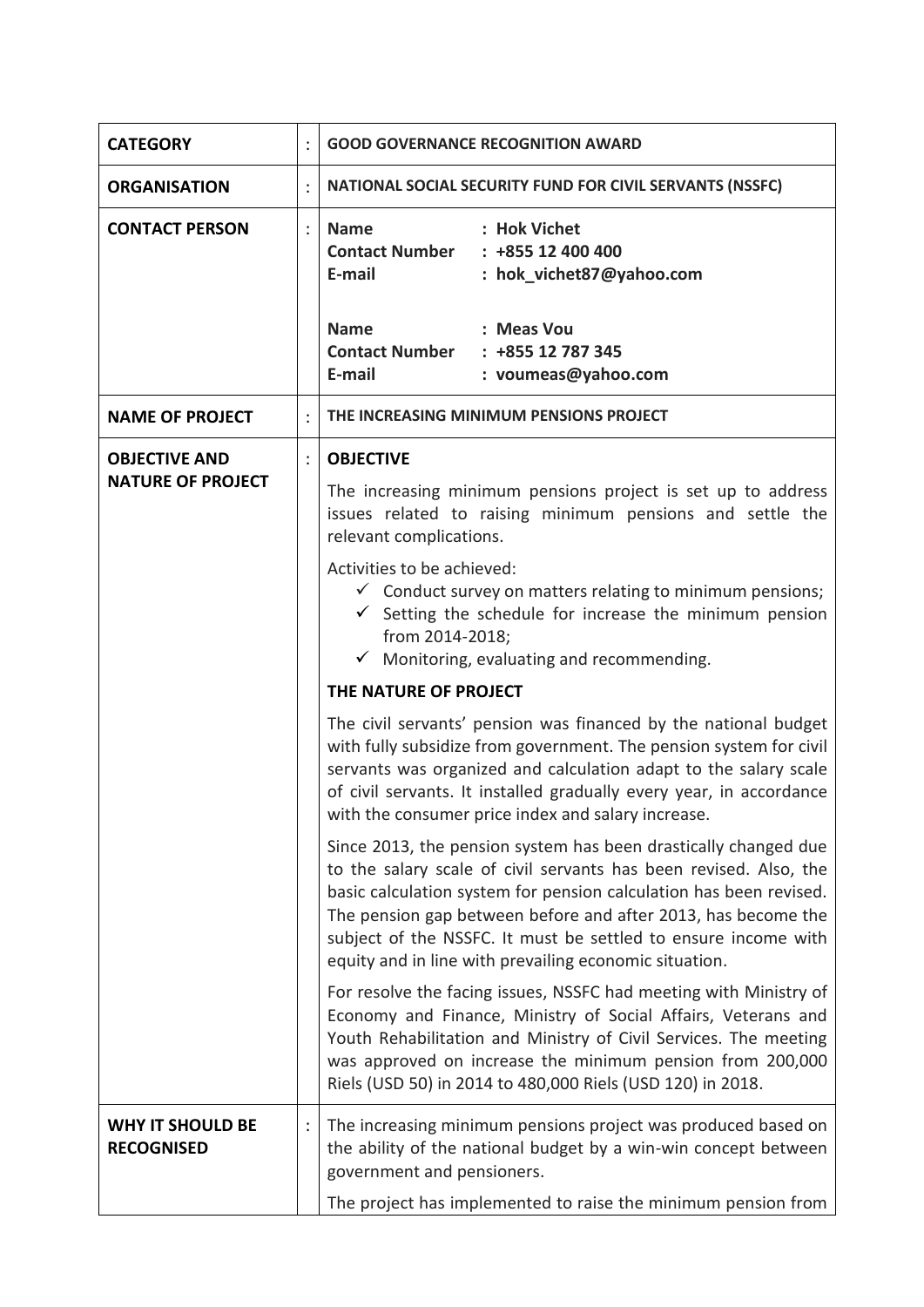| CATEGORY | : | GOOD GOVERNANCE RECOGNITION AWARD |
|---|---|---|
| ORGANISATION | : | NATIONAL SOCIAL SECURITY FUND FOR CIVIL SERVANTS (NSSFC) |
| CONTACT PERSON | : | **Name** : Hok Vichet<br>**Contact Number** : +855 12 400 400<br>**E-mail** : hok_vichet87@yahoo.com<br><br>**Name** : Meas Vou<br>**Contact Number** : +855 12 787 345<br>**E-mail** : voumeas@yahoo.com |
| NAME OF PROJECT | : | THE INCREASING MINIMUM PENSIONS PROJECT |
| OBJECTIVE AND NATURE OF PROJECT | : | **OBJECTIVE**<br><br>The increasing minimum pensions project is set up to address issues related to raising minimum pensions and settle the relevant complications.<br><br>Activities to be achieved:<br>✓ Conduct survey on matters relating to minimum pensions;<br>✓ Setting the schedule for increase the minimum pension from 2014-2018;<br>✓ Monitoring, evaluating and recommending.<br><br>**THE NATURE OF PROJECT**<br><br>The civil servants' pension was financed by the national budget with fully subsidize from government. The pension system for civil servants was organized and calculation adapt to the salary scale of civil servants. It installed gradually every year, in accordance with the consumer price index and salary increase.<br><br>Since 2013, the pension system has been drastically changed due to the salary scale of civil servants has been revised. Also, the basic calculation system for pension calculation has been revised. The pension gap between before and after 2013, has become the subject of the NSSFC. It must be settled to ensure income with equity and in line with prevailing economic situation.<br><br>For resolve the facing issues, NSSFC had meeting with Ministry of Economy and Finance, Ministry of Social Affairs, Veterans and Youth Rehabilitation and Ministry of Civil Services. The meeting was approved on increase the minimum pension from 200,000 Riels (USD 50) in 2014 to 480,000 Riels (USD 120) in 2018. |
| WHY IT SHOULD BE RECOGNISED | : | The increasing minimum pensions project was produced based on the ability of the national budget by a win-win concept between government and pensioners.<br><br>The project has implemented to raise the minimum pension from |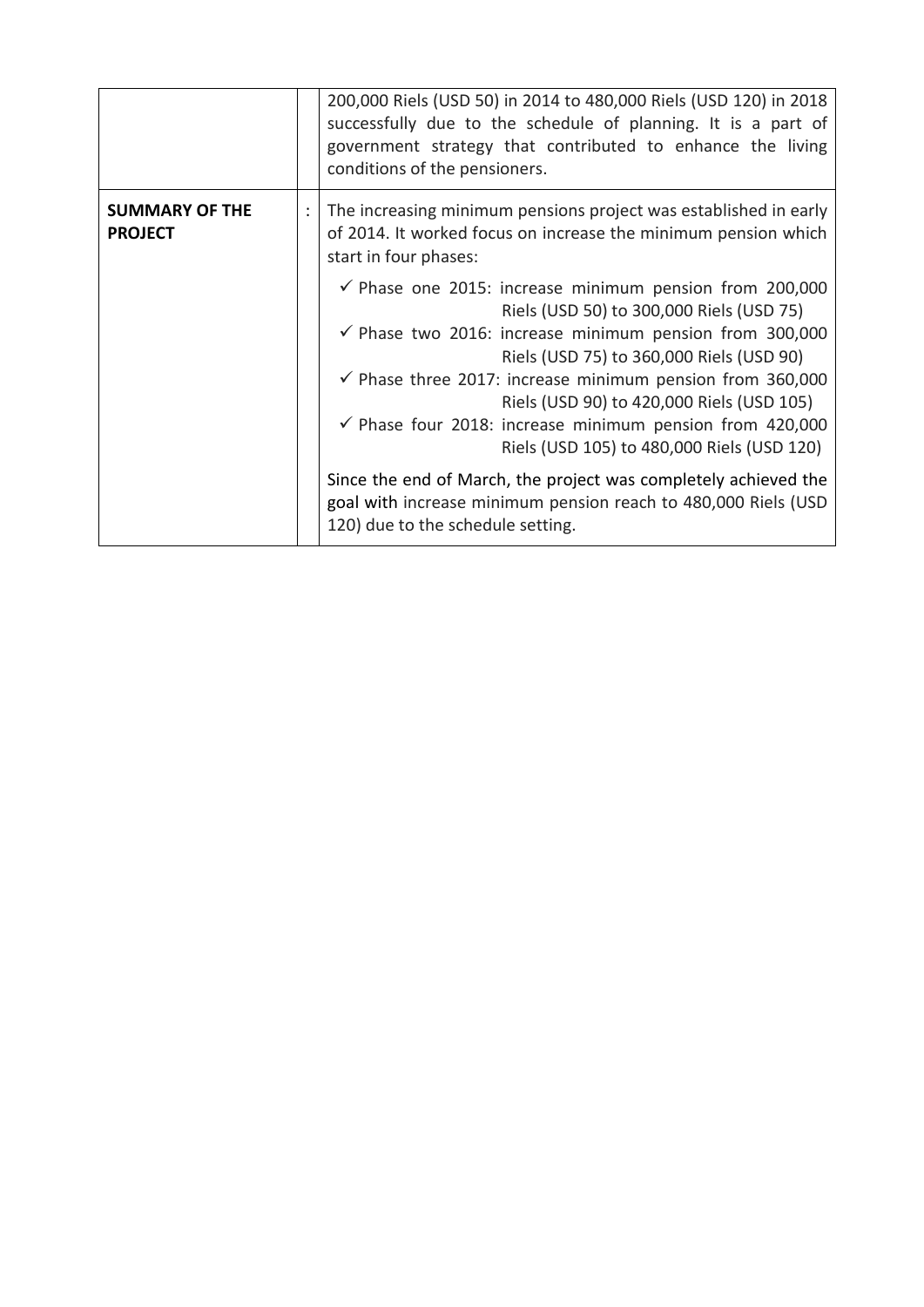| | | |
|---|---|---|
| | | 200,000 Riels (USD 50) in 2014 to 480,000 Riels (USD 120) in 2018 successfully due to the schedule of planning. It is a part of government strategy that contributed to enhance the living conditions of the pensioners. |
| **SUMMARY OF THE PROJECT** | : | The increasing minimum pensions project was established in early of 2014. It worked focus on increase the minimum pension which start in four phases:<br>✓ Phase one 2015: increase minimum pension from 200,000 Riels (USD 50) to 300,000 Riels (USD 75)<br>✓ Phase two 2016: increase minimum pension from 300,000 Riels (USD 75) to 360,000 Riels (USD 90)<br>✓ Phase three 2017: increase minimum pension from 360,000 Riels (USD 90) to 420,000 Riels (USD 105)<br>✓ Phase four 2018: increase minimum pension from 420,000 Riels (USD 105) to 480,000 Riels (USD 120)<br>Since the end of March, the project was completely achieved the goal with increase minimum pension reach to 480,000 Riels (USD 120) due to the schedule setting. |